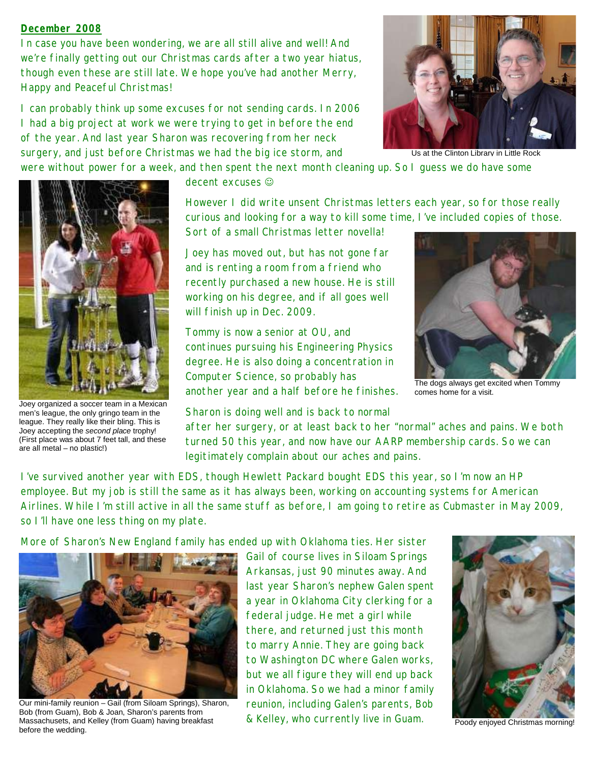**December 2008**

In case you have been wondering, we are all still alive and well! And we're finally getting out our Christmas cards after a two year hiatus, though even these are still late. We hope you've had another Merry, Happy and Peaceful Christmas!

I can probably think up some excuses for not sending cards. In 2006 I had a big project at work we were trying to get in before the end of the year. And last year Sharon was recovering from her neck surgery, and just before Christmas we had the big ice storm, and were without power for a week, and then spent the next month cleaning up. So I guess we do have some decent excuses ☺

Us at the Clinton Library in Little Rock

However I did write unsent Christmas letters each year, so for those really curious and looking for a way to kill some time, I've included copies of those. Sort of a small Christmas letter novella!

Joey organized a soccer team in a Mexican men's league, the only gringo team in the league. They really like their bling. This is Joey accepting the *second place* trophy! (First place was about 7 feet tall, and these are all metal – no plastic!)

Joey has moved out, but has not gone far and is renting a room from a friend who recently purchased a new house. He is still working on his degree, and if all goes well will finish up in Dec. 2009.

Tommy is now a senior at OU, and continues pursuing his Engineering Physics degree. He is also doing a concentration in Computer Science, so probably has another year and a half before he finishes.

The dogs always get excited when Tommy comes home for a visit.

Sharon is doing well and is back to normal after her surgery, or at least back to her "normal" aches and pains. We both turned 50 this year, and now have our AARP membership cards. So we can legitimately complain about our aches and pains.

I've survived another year with EDS, though Hewlett Packard bought EDS this year, so I'm now an HP employee. But my job is still the same as it has always been, working on accounting systems for American Airlines. While I'm still active in all the same stuff as before, I am going to retire as Cubmaster in May 2009, so I'll have one less thing on my plate.

More of Sharon's New England family has ended up with Oklahoma ties. Her sister Gail of course lives in Siloam Springs Arkansas, just 90 minutes away. And last year Sharon's nephew Galen spent a year in Oklahoma City clerking for a federal judge. He met a girl while there, and returned just this month to marry Annie. They are going back to Washington DC where Galen works, but we all figure they will end up back in Oklahoma. So we had a minor family reunion, including Galen's parents, Bob & Kelley, who currently live in Guam.

Our mini-family reunion – Gail (from Siloam Springs), Sharon, Bob (from Guam), Bob & Joan, Sharon's parents from Massachusets, and Kelley (from Guam) having breakfast before the wedding.

Poody enjoyed Christmas morning!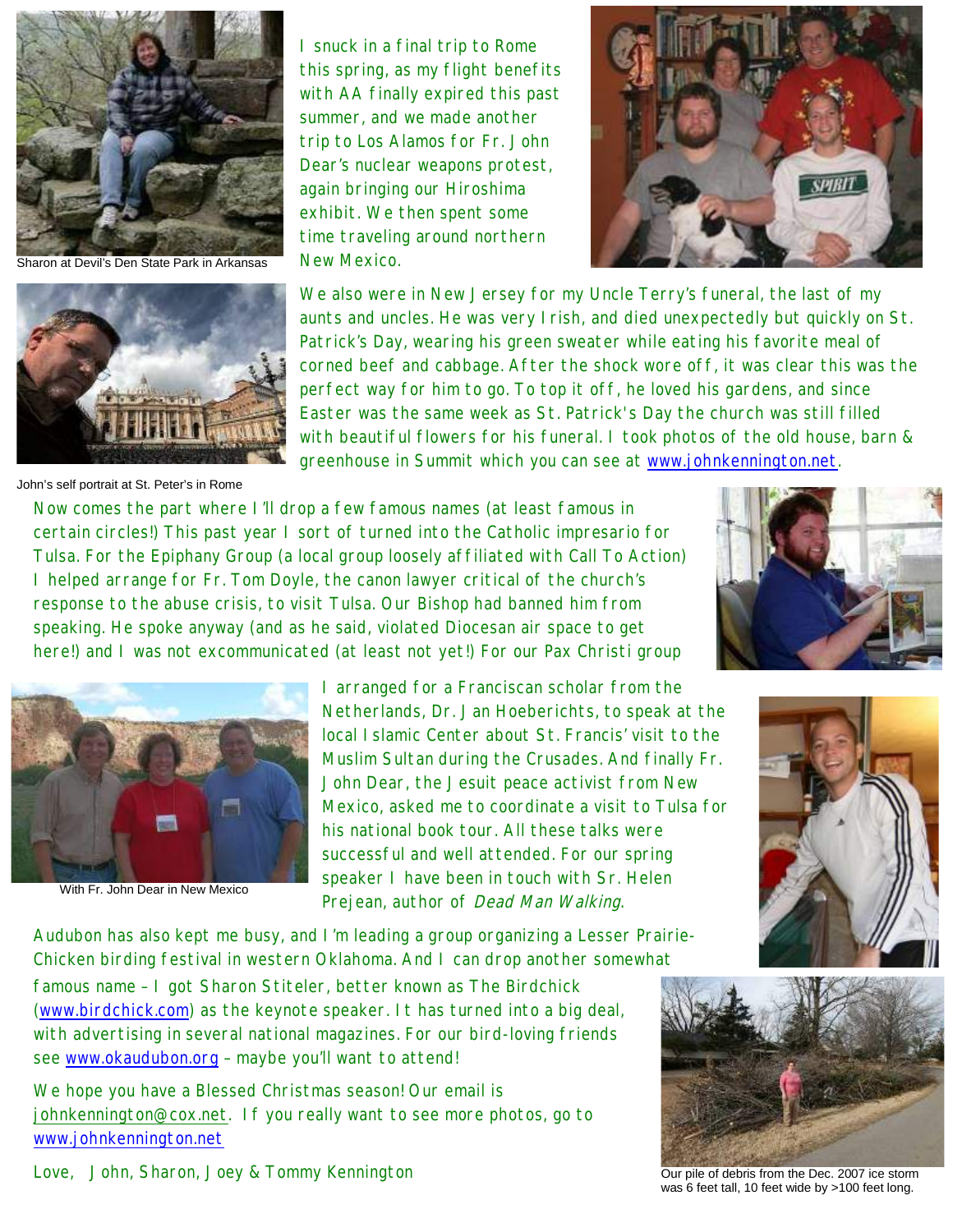Sharon at Devil's Den State Park in Arkansas

I snuck in a final trip to Rome this spring, as my flight benefits with AA finally expired this past summer, and we made another trip to Los Alamos for Fr. John Dear's nuclear weapons protest, again bringing our Hiroshima exhibit. We then spent some time traveling around northern New Mexico.

We also were in New Jersey for my Uncle Terry's funeral, the last of my aunts and uncles. He was very Irish, and died unexpectedly but quickly on St. Patrick's Day, wearing his green sweater while eating his favorite meal of corned beef and cabbage. After the shock wore off, it was clear this was the perfect way for him to go. To top it off, he loved his gardens, and since Easter was the same week as St. Patrick's Day the church was still filled with beautiful flowers for his funeral. I took photos of the old house, barn & greenhouse in Summit which you can see at www.johnkennington.net.

John's self portrait at St. Peter's in Rome

Now comes the part where I'll drop a few famous names (at least famous in certain circles!) This past year I sort of turned into the Catholic impresario for Tulsa. For the Epiphany Group (a local group loosely affiliated with Call To Action) I helped arrange for Fr. Tom Doyle, the canon lawyer critical of the church's response to the abuse crisis, to visit Tulsa. Our Bishop had banned him from speaking. He spoke anyway (and as he said, violated Diocesan air space to get here!) and I was not excommunicated (at least not yet!) For our Pax Christi group I arranged for a Franciscan scholar from the Netherlands, Dr. Jan Hoeberichts, to speak at the local Islamic Center about St. Francis' visit to the Muslim Sultan during the Crusades. And finally Fr. John Dear, the Jesuit peace activist from New Mexico, asked me to coordinate a visit to Tulsa for his national book tour. All these talks were successful and well attended. For our spring speaker I have been in touch with Sr. Helen Prejean, author of *Dead Man Walking*.

With Fr. John Dear in New Mexico

Audubon has also kept me busy, and I'm leading a group organizing a Lesser Prairie-Chicken birding festival in western Oklahoma. And I can drop another somewhat famous name – I got Sharon Stiteler, better known as The Birdchick (www.birdchick.com) as the keynote speaker. It has turned into a big deal, with advertising in several national magazines. For our bird-loving friends see www.okaudubon.org – maybe you'll want to attend!

We hope you have a Blessed Christmas season! Our email is johnkennington@cox.net. If you really want to see more photos, go to www.johnkennington.net

Love, John, Sharon, Joey & Tommy Kennington

Our pile of debris from the Dec. 2007 ice storm was 6 feet tall, 10 feet wide by >100 feet long.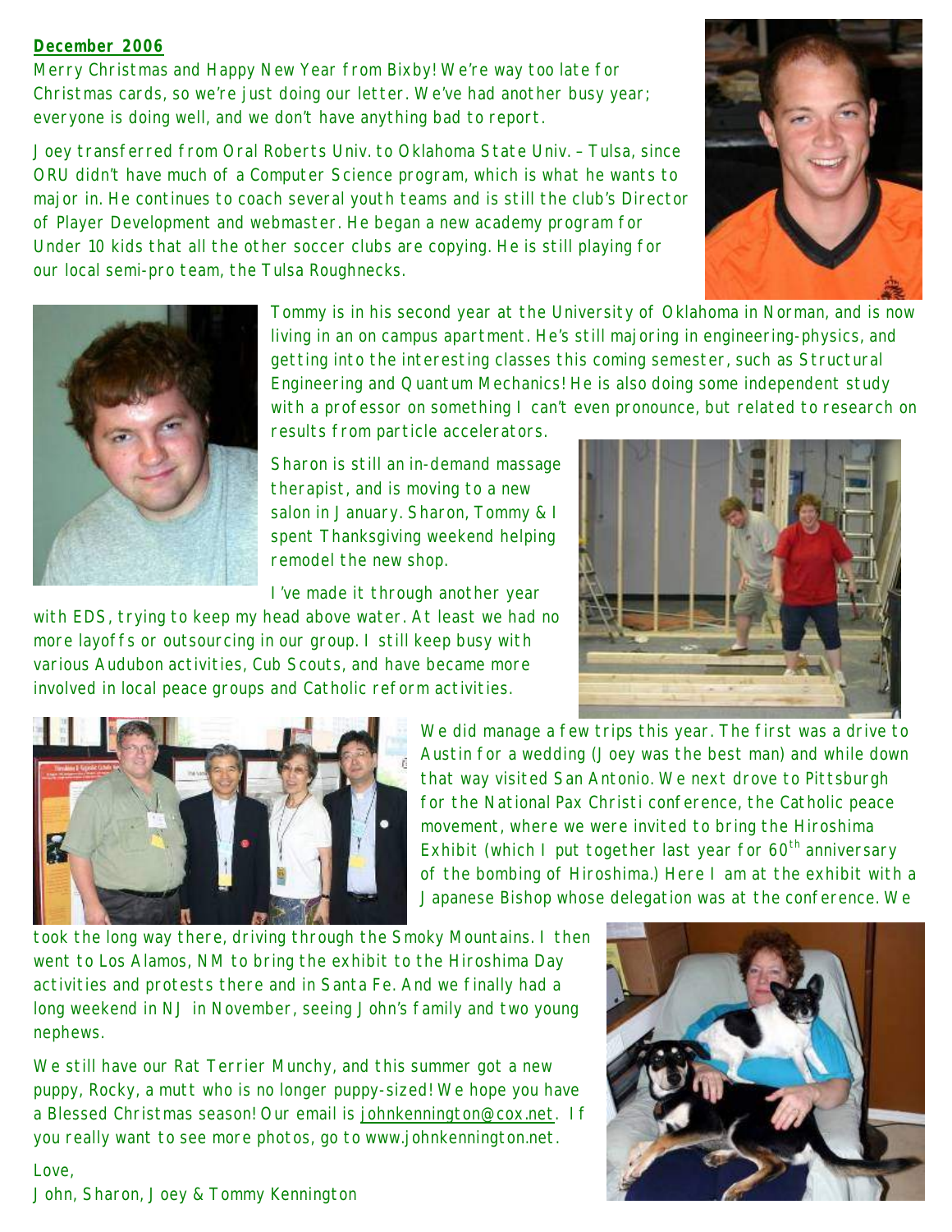**December 2006**

Merry Christmas and Happy New Year from Bixby! We're way too late for Christmas cards, so we're just doing our letter. We've had another busy year; everyone is doing well, and we don't have anything bad to report.

Joey transferred from Oral Roberts Univ. to Oklahoma State Univ. – Tulsa, since ORU didn't have much of a Computer Science program, which is what he wants to major in. He continues to coach several youth teams and is still the club's Director of Player Development and webmaster. He began a new academy program for Under 10 kids that all the other soccer clubs are copying. He is still playing for our local semi-pro team, the Tulsa Roughnecks.

Tommy is in his second year at the University of Oklahoma in Norman, and is now living in an on campus apartment. He's still majoring in engineering-physics, and getting into the interesting classes this coming semester, such as Structural Engineering and Quantum Mechanics! He is also doing some independent study with a professor on something I can't even pronounce, but related to research on results from particle accelerators.

Sharon is still an in-demand massage therapist, and is moving to a new salon in January. Sharon, Tommy & I spent Thanksgiving weekend helping remodel the new shop.

I've made it through another year with EDS, trying to keep my head above water. At least we had no more layoffs or outsourcing in our group. I still keep busy with various Audubon activities, Cub Scouts, and have became more involved in local peace groups and Catholic reform activities.

We did manage a few trips this year. The first was a drive to Austin for a wedding (Joey was the best man) and while down that way visited San Antonio. We next drove to Pittsburgh for the National Pax Christi conference, the Catholic peace movement, where we were invited to bring the Hiroshima Exhibit (which I put together last year for 60th anniversary of the bombing of Hiroshima.) Here I am at the exhibit with a Japanese Bishop whose delegation was at the conference. We took the long way there, driving through the Smoky Mountains. I then went to Los Alamos, NM to bring the exhibit to the Hiroshima Day activities and protests there and in Santa Fe. And we finally had a long weekend in NJ in November, seeing John's family and two young nephews.

We still have our Rat Terrier Munchy, and this summer got a new puppy, Rocky, a mutt who is no longer puppy-sized! We hope you have a Blessed Christmas season! Our email is johnkennington@cox.net. If you really want to see more photos, go to www.johnkennington.net.

Love,
John, Sharon, Joey & Tommy Kennington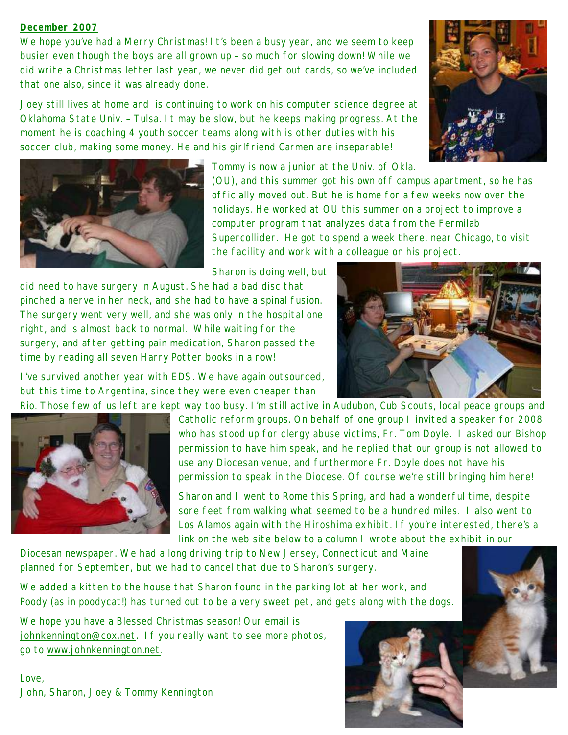**December 2007**

We hope you've had a Merry Christmas! It's been a busy year, and we seem to keep busier even though the boys are all grown up – so much for slowing down! While we did write a Christmas letter last year, we never did get out cards, so we've included that one also, since it was already done.

Joey still lives at home and is continuing to work on his computer science degree at Oklahoma State Univ. – Tulsa. It may be slow, but he keeps making progress. At the moment he is coaching 4 youth soccer teams along with is other duties with his soccer club, making some money. He and his girlfriend Carmen are inseparable!

Tommy is now a junior at the Univ. of Okla. (OU), and this summer got his own off campus apartment, so he has officially moved out. But he is home for a few weeks now over the holidays. He worked at OU this summer on a project to improve a computer program that analyzes data from the Fermilab Supercollider. He got to spend a week there, near Chicago, to visit the facility and work with a colleague on his project.

Sharon is doing well, but did need to have surgery in August. She had a bad disc that pinched a nerve in her neck, and she had to have a spinal fusion. The surgery went very well, and she was only in the hospital one night, and is almost back to normal. While waiting for the surgery, and after getting pain medication, Sharon passed the time by reading all seven Harry Potter books in a row!

I've survived another year with EDS. We have again outsourced, but this time to Argentina, since they were even cheaper than Rio. Those few of us left are kept way too busy. I'm still active in Audubon, Cub Scouts, local peace groups and Catholic reform groups. On behalf of one group I invited a speaker for 2008 who has stood up for clergy abuse victims, Fr. Tom Doyle. I asked our Bishop permission to have him speak, and he replied that our group is not allowed to use any Diocesan venue, and furthermore Fr. Doyle does not have his permission to speak in the Diocese. Of course we're still bringing him here!

Sharon and I went to Rome this Spring, and had a wonderful time, despite sore feet from walking what seemed to be a hundred miles. I also went to Los Alamos again with the Hiroshima exhibit. If you're interested, there's a link on the web site below to a column I wrote about the exhibit in our Diocesan newspaper. We had a long driving trip to New Jersey, Connecticut and Maine planned for September, but we had to cancel that due to Sharon's surgery.

We added a kitten to the house that Sharon found in the parking lot at her work, and Poody (as in poodycat!) has turned out to be a very sweet pet, and gets along with the dogs.

We hope you have a Blessed Christmas season! Our email is johnkennington@cox.net. If you really want to see more photos, go to www.johnkennington.net.

Love,
John, Sharon, Joey & Tommy Kennington